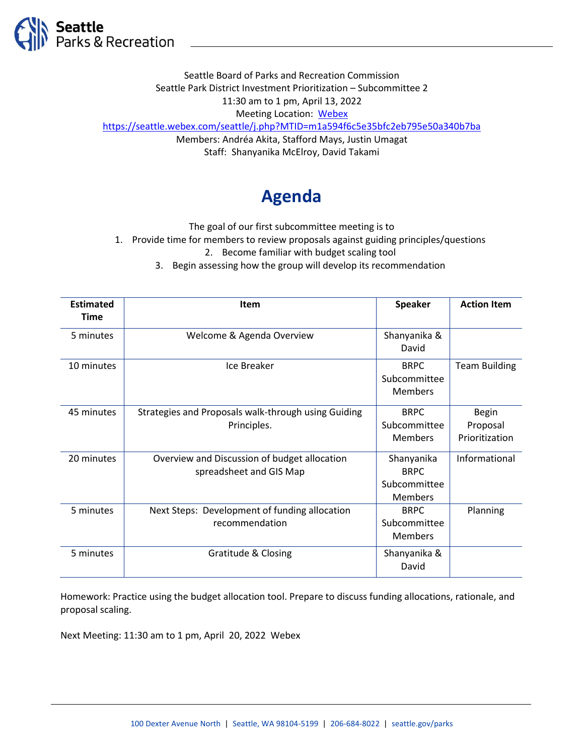Seattle Board of Parks and Recreation Commission
Seattle Park District Investment Prioritization – Subcommittee 2
11:30 am to 1 pm, April 13, 2022
Meeting Location: [Webex](https://seattle.webex.com/seattle/j.php?MTID=m1a594f6c5e35bfc2eb795e50a340b7ba)
https://seattle.webex.com/seattle/j.php?MTID=m1a594f6c5e35bfc2eb795e50a340b7ba
Members: Andréa Akita, Stafford Mays, Justin Umagat
Staff: Shanyanika McElroy, David Takami

# Agenda

The goal of our first subcommittee meeting is to

1. Provide time for members to review proposals against guiding principles/questions
2. Become familiar with budget scaling tool
3. Begin assessing how the group will develop its recommendation

| Estimated Time | Item | Speaker | Action Item |
|---|---|---|---|
| 5 minutes | Welcome & Agenda Overview | Shanyanika & David | |
| 10 minutes | Ice Breaker | BRPC Subcommittee Members | Team Building |
| 45 minutes | Strategies and Proposals walk-through using Guiding Principles. | BRPC Subcommittee Members | Begin Proposal Prioritization |
| 20 minutes | Overview and Discussion of budget allocation spreadsheet and GIS Map | Shanyanika BRPC Subcommittee Members | Informational |
| 5 minutes | Next Steps: Development of funding allocation recommendation | BRPC Subcommittee Members | Planning |
| 5 minutes | Gratitude & Closing | Shanyanika & David | |

Homework: Practice using the budget allocation tool. Prepare to discuss funding allocations, rationale, and proposal scaling.

Next Meeting: 11:30 am to 1 pm, April 20, 2022 Webex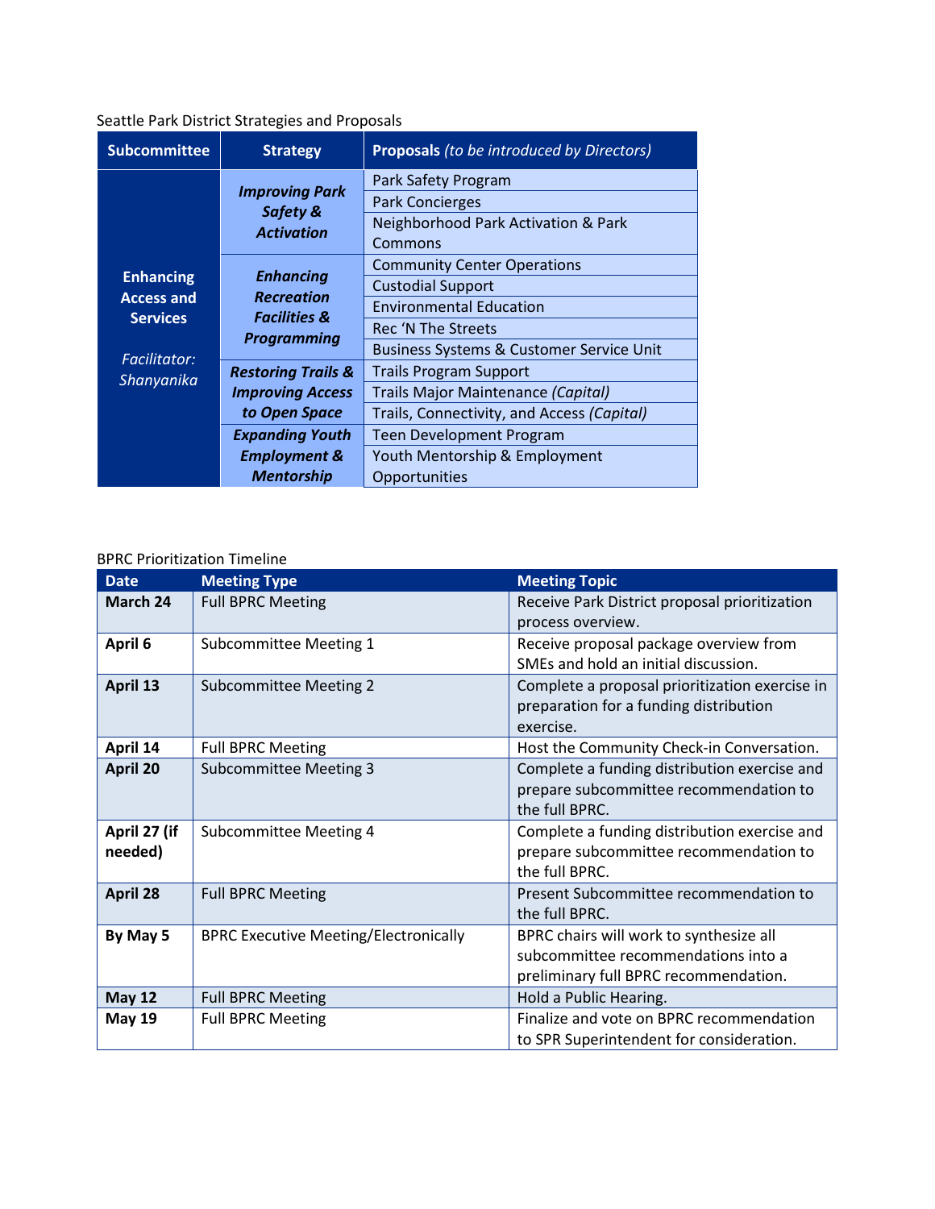Seattle Park District Strategies and Proposals

| Subcommittee | Strategy | **Proposals** *(to be introduced by Directors)* |
|---|---|---|
| **Enhancing Access and Services**<br><br>*Facilitator: Shanyanika* | ***Improving Park Safety & Activation*** | Park Safety Program |
| | | Park Concierges |
| | | Neighborhood Park Activation & Park Commons |
| | ***Enhancing Recreation Facilities & Programming*** | Community Center Operations |
| | | Custodial Support |
| | | Environmental Education |
| | | Rec 'N The Streets |
| | | Business Systems & Customer Service Unit |
| | ***Restoring Trails & Improving Access to Open Space*** | Trails Program Support |
| | | Trails Major Maintenance *(Capital)* |
| | | Trails, Connectivity, and Access *(Capital)* |
| | ***Expanding Youth Employment & Mentorship*** | Teen Development Program |
| | | Youth Mentorship & Employment Opportunities |

BPRC Prioritization Timeline

| Date | Meeting Type | Meeting Topic |
|---|---|---|
| **March 24** | Full BPRC Meeting | Receive Park District proposal prioritization process overview. |
| **April 6** | Subcommittee Meeting 1 | Receive proposal package overview from SMEs and hold an initial discussion. |
| **April 13** | Subcommittee Meeting 2 | Complete a proposal prioritization exercise in preparation for a funding distribution exercise. |
| **April 14** | Full BPRC Meeting | Host the Community Check-in Conversation. |
| **April 20** | Subcommittee Meeting 3 | Complete a funding distribution exercise and prepare subcommittee recommendation to the full BPRC. |
| **April 27 (if needed)** | Subcommittee Meeting 4 | Complete a funding distribution exercise and prepare subcommittee recommendation to the full BPRC. |
| **April 28** | Full BPRC Meeting | Present Subcommittee recommendation to the full BPRC. |
| **By May 5** | BPRC Executive Meeting/Electronically | BPRC chairs will work to synthesize all subcommittee recommendations into a preliminary full BPRC recommendation. |
| **May 12** | Full BPRC Meeting | Hold a Public Hearing. |
| **May 19** | Full BPRC Meeting | Finalize and vote on BPRC recommendation to SPR Superintendent for consideration. |